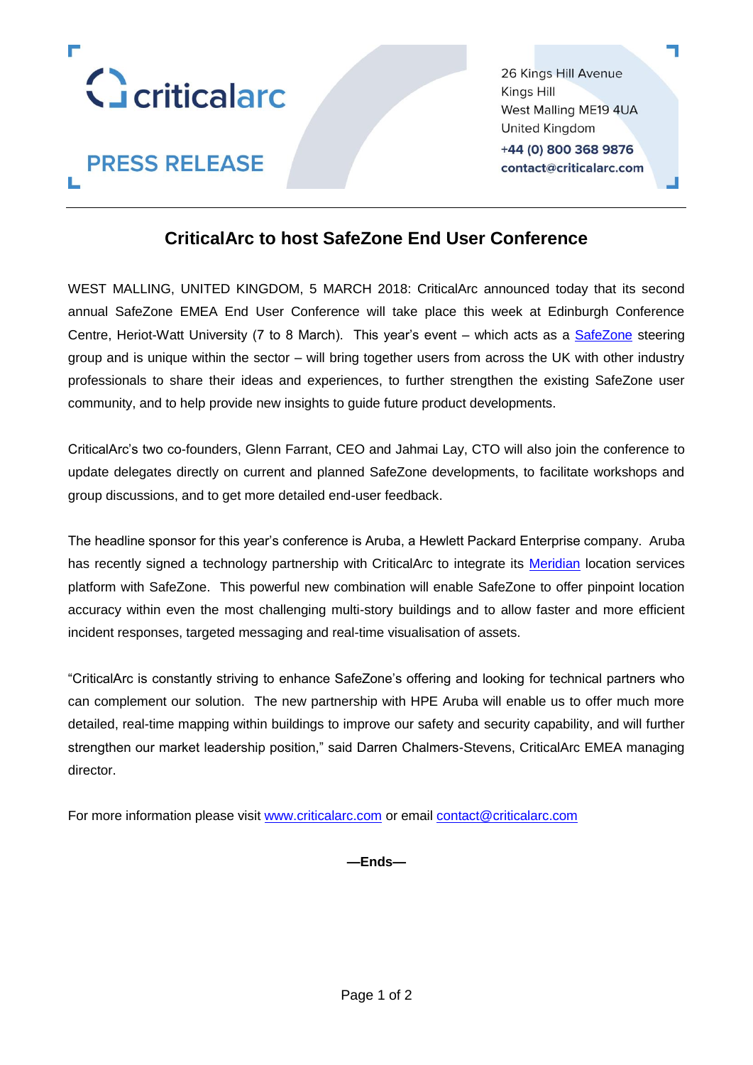criticalarc

**PRESS RELEASE**

26 Kings Hill Avenue
Kings Hill
West Malling ME19 4UA
United Kingdom
**+44 (0) 800 368 9876**
**contact@criticalarc.com**

---

# CriticalArc to host SafeZone End User Conference

WEST MALLING, UNITED KINGDOM, 5 MARCH 2018: CriticalArc announced today that its second annual SafeZone EMEA End User Conference will take place this week at Edinburgh Conference Centre, Heriot-Watt University (7 to 8 March). This year's event – which acts as a [SafeZone]() steering group and is unique within the sector – will bring together users from across the UK with other industry professionals to share their ideas and experiences, to further strengthen the existing SafeZone user community, and to help provide new insights to guide future product developments.

CriticalArc's two co-founders, Glenn Farrant, CEO and Jahmai Lay, CTO will also join the conference to update delegates directly on current and planned SafeZone developments, to facilitate workshops and group discussions, and to get more detailed end-user feedback.

The headline sponsor for this year's conference is Aruba, a Hewlett Packard Enterprise company. Aruba has recently signed a technology partnership with CriticalArc to integrate its [Meridian]() location services platform with SafeZone. This powerful new combination will enable SafeZone to offer pinpoint location accuracy within even the most challenging multi-story buildings and to allow faster and more efficient incident responses, targeted messaging and real-time visualisation of assets.

"CriticalArc is constantly striving to enhance SafeZone's offering and looking for technical partners who can complement our solution. The new partnership with HPE Aruba will enable us to offer much more detailed, real-time mapping within buildings to improve our safety and security capability, and will further strengthen our market leadership position," said Darren Chalmers-Stevens, CriticalArc EMEA managing director.

For more information please visit [www.criticalarc.com](www.criticalarc.com) or email [contact@criticalarc.com](mailto:contact@criticalarc.com)

**—Ends—**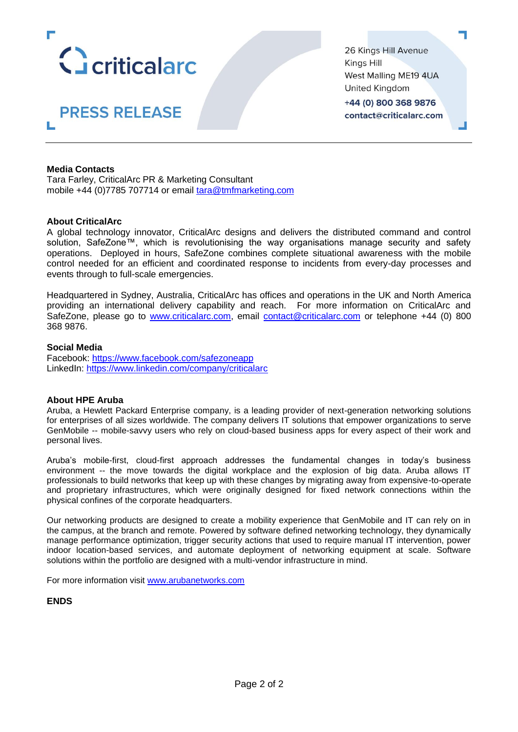criticalarc

**PRESS RELEASE**

26 Kings Hill Avenue
Kings Hill
West Malling ME19 4UA
United Kingdom
+44 (0) 800 368 9876
contact@criticalarc.com

---

**Media Contacts**
Tara Farley, CriticalArc PR & Marketing Consultant
mobile +44 (0)7785 707714 or email tara@tmfmarketing.com

**About CriticalArc**
A global technology innovator, CriticalArc designs and delivers the distributed command and control solution, SafeZone™, which is revolutionising the way organisations manage security and safety operations. Deployed in hours, SafeZone combines complete situational awareness with the mobile control needed for an efficient and coordinated response to incidents from every-day processes and events through to full-scale emergencies.

Headquartered in Sydney, Australia, CriticalArc has offices and operations in the UK and North America providing an international delivery capability and reach. For more information on CriticalArc and SafeZone, please go to www.criticalarc.com, email contact@criticalarc.com or telephone +44 (0) 800 368 9876.

**Social Media**
Facebook: https://www.facebook.com/safezoneapp
LinkedIn: https://www.linkedin.com/company/criticalarc

**About HPE Aruba**
Aruba, a Hewlett Packard Enterprise company, is a leading provider of next-generation networking solutions for enterprises of all sizes worldwide. The company delivers IT solutions that empower organizations to serve GenMobile -- mobile-savvy users who rely on cloud-based business apps for every aspect of their work and personal lives.

Aruba's mobile-first, cloud-first approach addresses the fundamental changes in today's business environment -- the move towards the digital workplace and the explosion of big data. Aruba allows IT professionals to build networks that keep up with these changes by migrating away from expensive-to-operate and proprietary infrastructures, which were originally designed for fixed network connections within the physical confines of the corporate headquarters.

Our networking products are designed to create a mobility experience that GenMobile and IT can rely on in the campus, at the branch and remote. Powered by software defined networking technology, they dynamically manage performance optimization, trigger security actions that used to require manual IT intervention, power indoor location-based services, and automate deployment of networking equipment at scale. Software solutions within the portfolio are designed with a multi-vendor infrastructure in mind.

For more information visit www.arubanetworks.com

**ENDS**